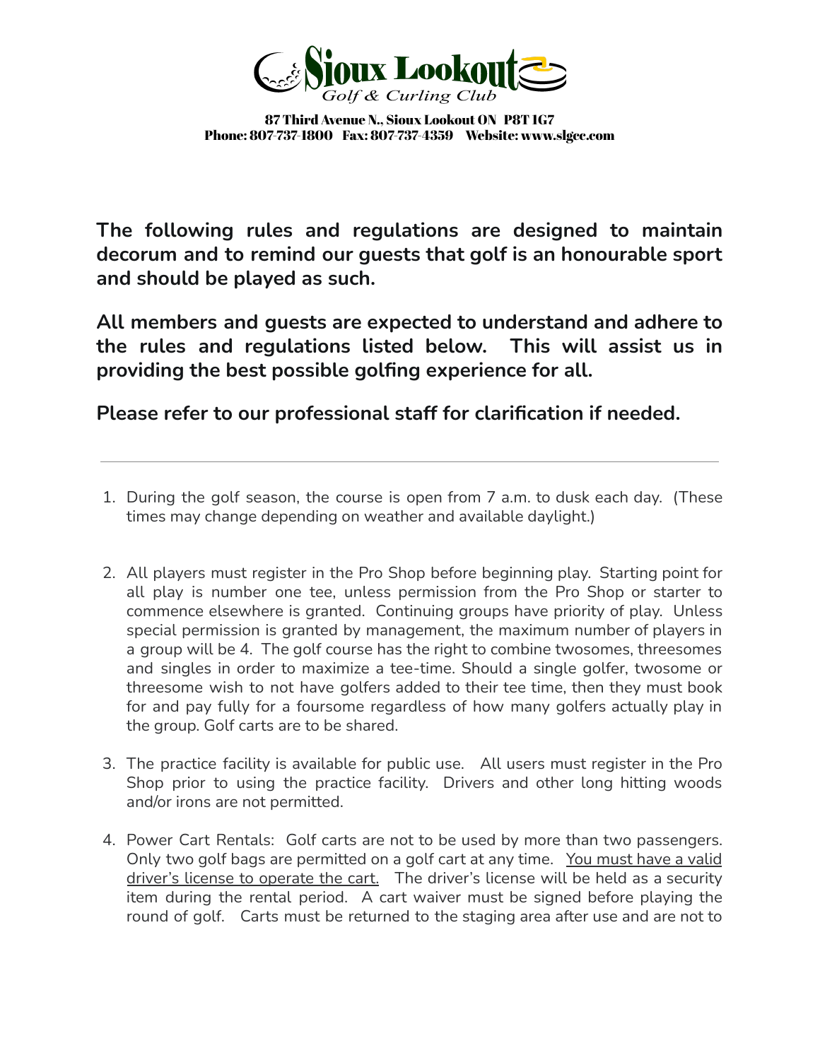# Sioux Lookout Golf & Curling Club

**87 Third Avenue N., Sioux Lookout ON P8T 1G7**
**Phone: 807-737-1800 Fax: 807-737-4359 Website: www.slgcc.com**

**The following rules and regulations are designed to maintain decorum and to remind our guests that golf is an honourable sport and should be played as such.**

**All members and guests are expected to understand and adhere to the rules and regulations listed below. This will assist us in providing the best possible golfing experience for all.**

**Please refer to our professional staff for clarification if needed.**

---

1. During the golf season, the course is open from 7 a.m. to dusk each day. (These times may change depending on weather and available daylight.)

2. All players must register in the Pro Shop before beginning play. Starting point for all play is number one tee, unless permission from the Pro Shop or starter to commence elsewhere is granted. Continuing groups have priority of play. Unless special permission is granted by management, the maximum number of players in a group will be 4. The golf course has the right to combine twosomes, threesomes and singles in order to maximize a tee-time. Should a single golfer, twosome or threesome wish to not have golfers added to their tee time, then they must book for and pay fully for a foursome regardless of how many golfers actually play in the group. Golf carts are to be shared.

3. The practice facility is available for public use. All users must register in the Pro Shop prior to using the practice facility. Drivers and other long hitting woods and/or irons are not permitted.

4. Power Cart Rentals: Golf carts are not to be used by more than two passengers. Only two golf bags are permitted on a golf cart at any time. <u>You must have a valid driver's license to operate the cart.</u> The driver's license will be held as a security item during the rental period. A cart waiver must be signed before playing the round of golf. Carts must be returned to the staging area after use and are not to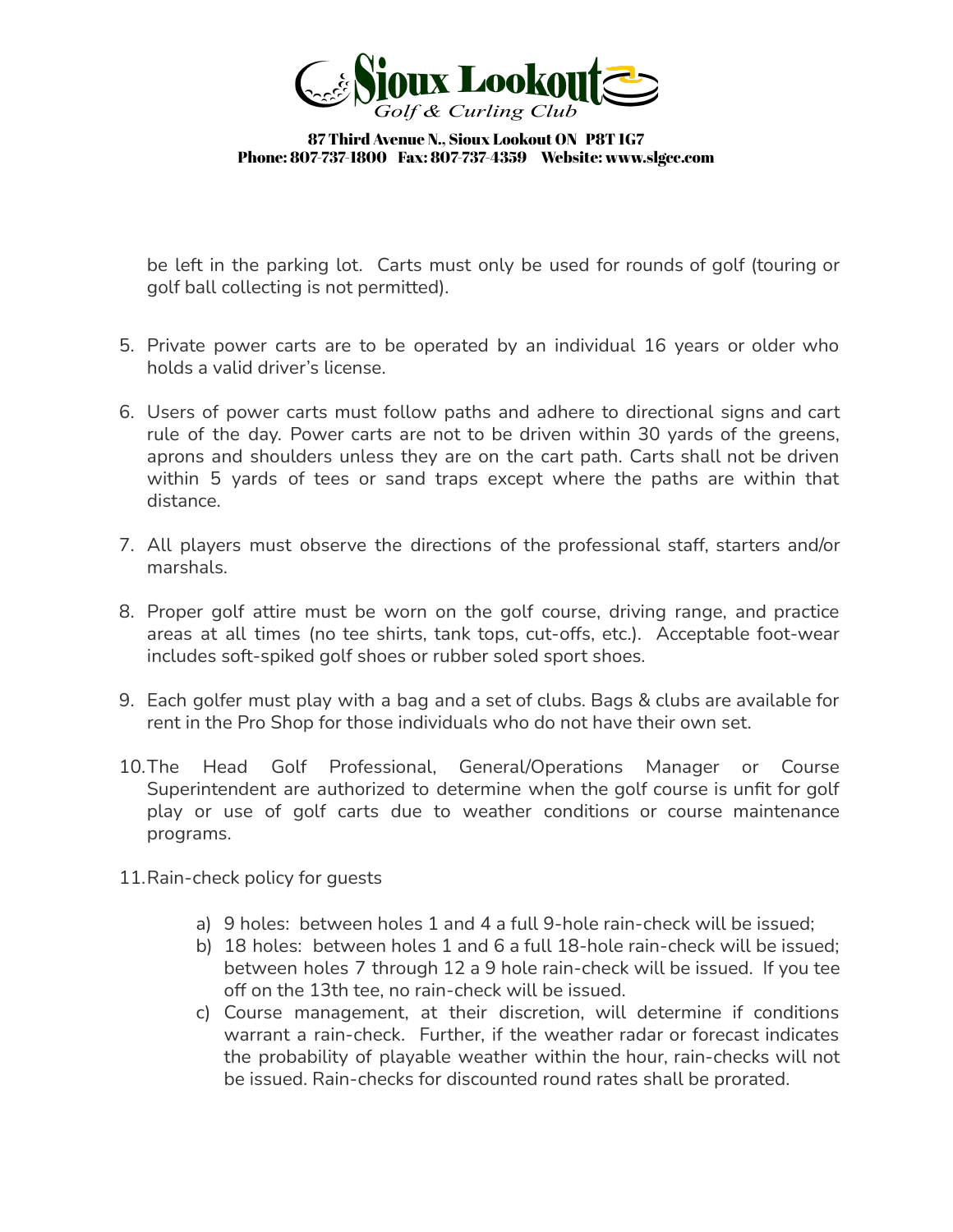be left in the parking lot. Carts must only be used for rounds of golf (touring or golf ball collecting is not permitted).

5. Private power carts are to be operated by an individual 16 years or older who holds a valid driver's license.

6. Users of power carts must follow paths and adhere to directional signs and cart rule of the day. Power carts are not to be driven within 30 yards of the greens, aprons and shoulders unless they are on the cart path. Carts shall not be driven within 5 yards of tees or sand traps except where the paths are within that distance.

7. All players must observe the directions of the professional staff, starters and/or marshals.

8. Proper golf attire must be worn on the golf course, driving range, and practice areas at all times (no tee shirts, tank tops, cut-offs, etc.). Acceptable foot-wear includes soft-spiked golf shoes or rubber soled sport shoes.

9. Each golfer must play with a bag and a set of clubs. Bags & clubs are available for rent in the Pro Shop for those individuals who do not have their own set.

10. The Head Golf Professional, General/Operations Manager or Course Superintendent are authorized to determine when the golf course is unfit for golf play or use of golf carts due to weather conditions or course maintenance programs.

11. Rain-check policy for guests

    a) 9 holes: between holes 1 and 4 a full 9-hole rain-check will be issued;
    b) 18 holes: between holes 1 and 6 a full 18-hole rain-check will be issued; between holes 7 through 12 a 9 hole rain-check will be issued. If you tee off on the 13th tee, no rain-check will be issued.
    c) Course management, at their discretion, will determine if conditions warrant a rain-check. Further, if the weather radar or forecast indicates the probability of playable weather within the hour, rain-checks will not be issued. Rain-checks for discounted round rates shall be prorated.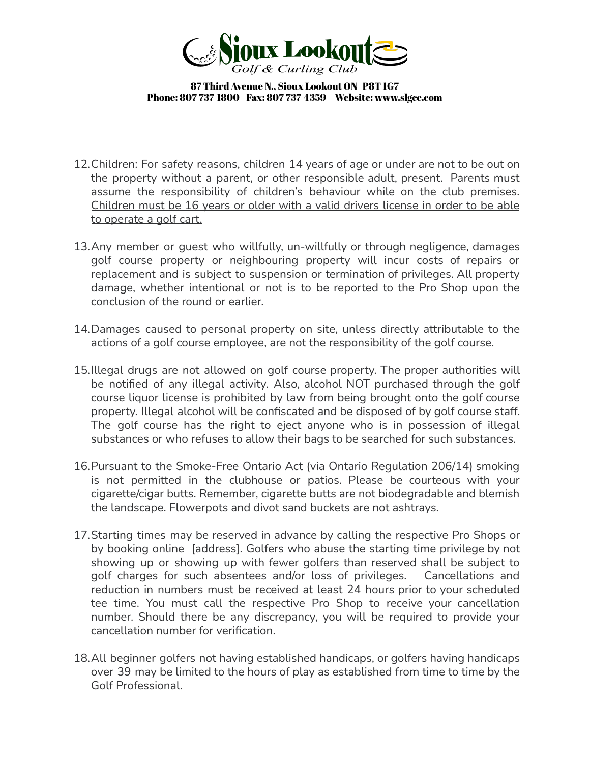12. Children: For safety reasons, children 14 years of age or under are not to be out on the property without a parent, or other responsible adult, present. Parents must assume the responsibility of children's behaviour while on the club premises. <u>Children must be 16 years or older with a valid drivers license in order to be able to operate a golf cart.</u>

13. Any member or guest who willfully, un-willfully or through negligence, damages golf course property or neighbouring property will incur costs of repairs or replacement and is subject to suspension or termination of privileges. All property damage, whether intentional or not is to be reported to the Pro Shop upon the conclusion of the round or earlier.

14. Damages caused to personal property on site, unless directly attributable to the actions of a golf course employee, are not the responsibility of the golf course.

15. Illegal drugs are not allowed on golf course property. The proper authorities will be notified of any illegal activity. Also, alcohol NOT purchased through the golf course liquor license is prohibited by law from being brought onto the golf course property. Illegal alcohol will be confiscated and be disposed of by golf course staff. The golf course has the right to eject anyone who is in possession of illegal substances or who refuses to allow their bags to be searched for such substances.

16. Pursuant to the Smoke-Free Ontario Act (via Ontario Regulation 206/14) smoking is not permitted in the clubhouse or patios. Please be courteous with your cigarette/cigar butts. Remember, cigarette butts are not biodegradable and blemish the landscape. Flowerpots and divot sand buckets are not ashtrays.

17. Starting times may be reserved in advance by calling the respective Pro Shops or by booking online [address]. Golfers who abuse the starting time privilege by not showing up or showing up with fewer golfers than reserved shall be subject to golf charges for such absentees and/or loss of privileges. Cancellations and reduction in numbers must be received at least 24 hours prior to your scheduled tee time. You must call the respective Pro Shop to receive your cancellation number. Should there be any discrepancy, you will be required to provide your cancellation number for verification.

18. All beginner golfers not having established handicaps, or golfers having handicaps over 39 may be limited to the hours of play as established from time to time by the Golf Professional.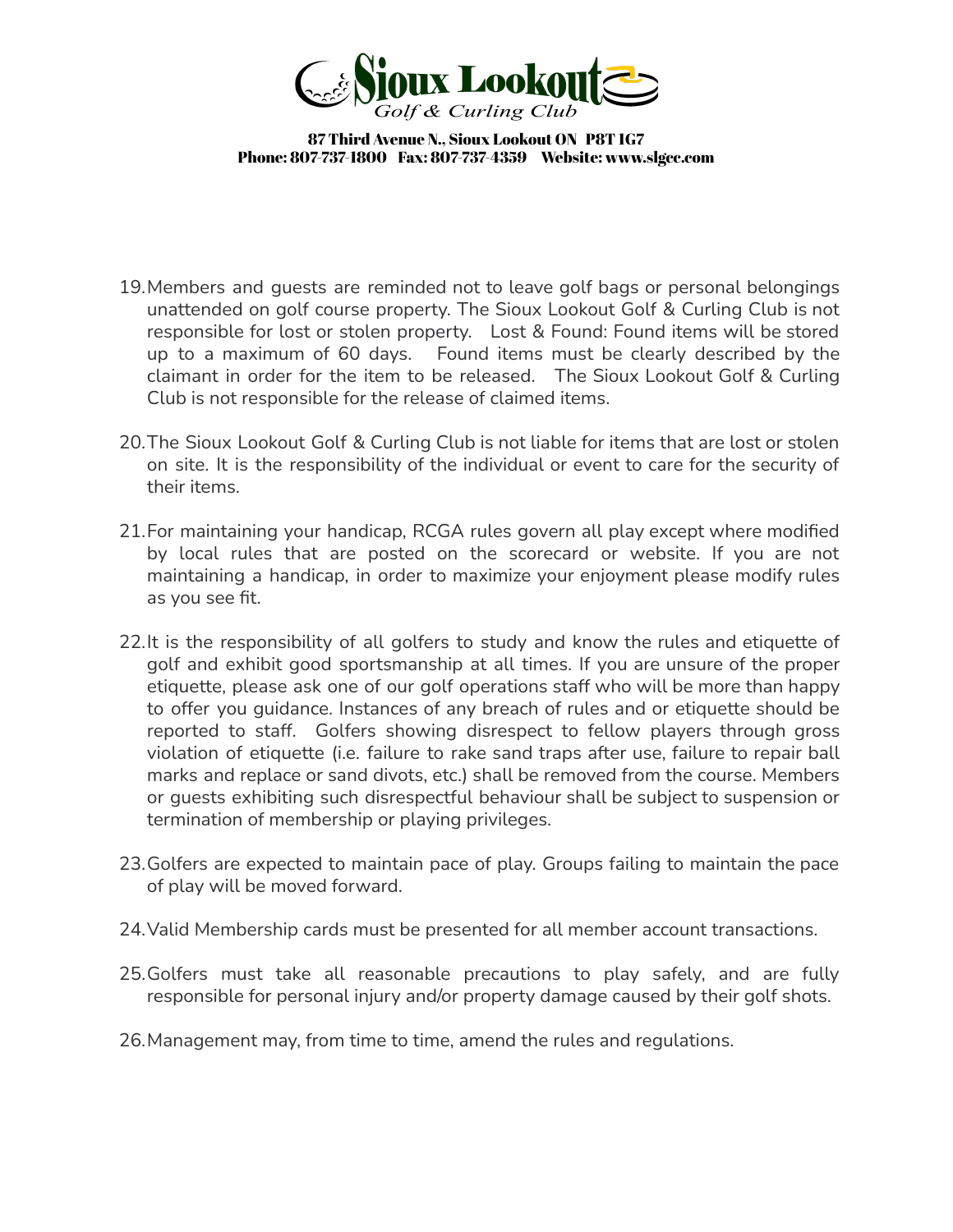19. Members and guests are reminded not to leave golf bags or personal belongings unattended on golf course property. The Sioux Lookout Golf & Curling Club is not responsible for lost or stolen property. Lost & Found: Found items will be stored up to a maximum of 60 days. Found items must be clearly described by the claimant in order for the item to be released. The Sioux Lookout Golf & Curling Club is not responsible for the release of claimed items.

20. The Sioux Lookout Golf & Curling Club is not liable for items that are lost or stolen on site. It is the responsibility of the individual or event to care for the security of their items.

21. For maintaining your handicap, RCGA rules govern all play except where modified by local rules that are posted on the scorecard or website. If you are not maintaining a handicap, in order to maximize your enjoyment please modify rules as you see fit.

22. It is the responsibility of all golfers to study and know the rules and etiquette of golf and exhibit good sportsmanship at all times. If you are unsure of the proper etiquette, please ask one of our golf operations staff who will be more than happy to offer you guidance. Instances of any breach of rules and or etiquette should be reported to staff. Golfers showing disrespect to fellow players through gross violation of etiquette (i.e. failure to rake sand traps after use, failure to repair ball marks and replace or sand divots, etc.) shall be removed from the course. Members or guests exhibiting such disrespectful behaviour shall be subject to suspension or termination of membership or playing privileges.

23. Golfers are expected to maintain pace of play. Groups failing to maintain the pace of play will be moved forward.

24. Valid Membership cards must be presented for all member account transactions.

25. Golfers must take all reasonable precautions to play safely, and are fully responsible for personal injury and/or property damage caused by their golf shots.

26. Management may, from time to time, amend the rules and regulations.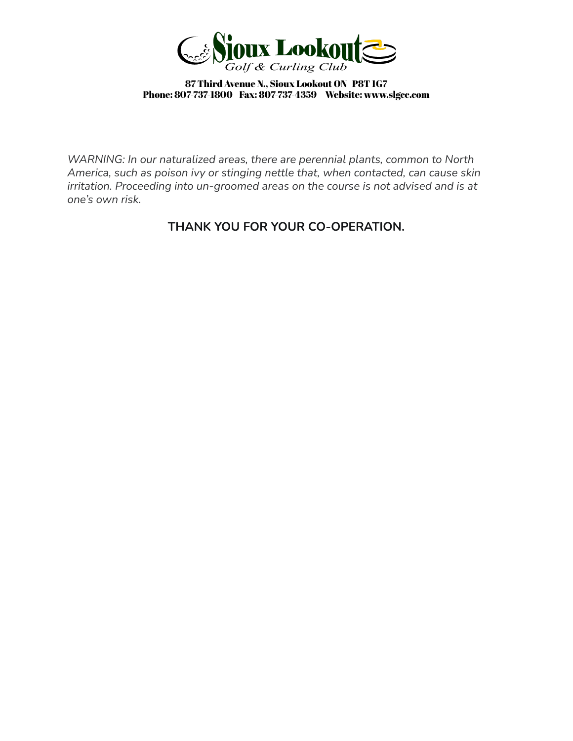Sioux Lookout Golf & Curling Club

87 Third Avenue N., Sioux Lookout ON P8T 1G7
Phone: 807-737-1800 Fax: 807-737-4359 Website: www.slgcc.com

*WARNING: In our naturalized areas, there are perennial plants, common to North America, such as poison ivy or stinging nettle that, when contacted, can cause skin irritation. Proceeding into un-groomed areas on the course is not advised and is at one's own risk.*

**THANK YOU FOR YOUR CO-OPERATION.**